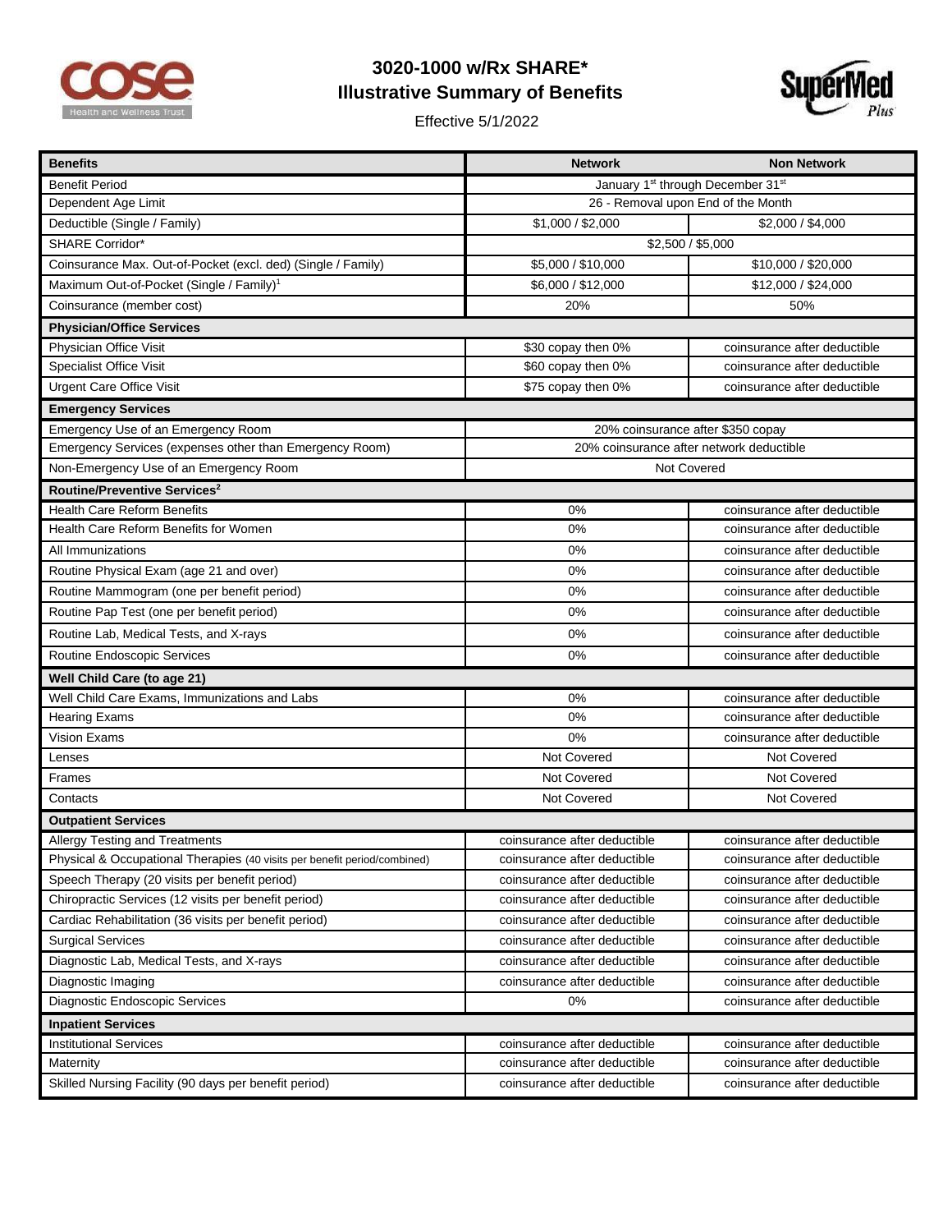# 3020-1000 w/Rx SHARE*
## Illustrative Summary of Benefits

Effective 5/1/2022

| Benefits | Network | Non Network |
|---|---|---|
| Benefit Period | January 1st through December 31st | |
| Dependent Age Limit | 26 - Removal upon End of the Month | |
| Deductible (Single / Family) | $1,000 / $2,000 | $2,000 / $4,000 |
| SHARE Corridor* | $2,500 / $5,000 | |
| Coinsurance Max. Out-of-Pocket (excl. ded) (Single / Family) | $5,000 / $10,000 | $10,000 / $20,000 |
| Maximum Out-of-Pocket (Single / Family)[1] | $6,000 / $12,000 | $12,000 / $24,000 |
| Coinsurance (member cost) | 20% | 50% |
| **Physician/Office Services** | | |
| Physician Office Visit | $30 copay then 0% | coinsurance after deductible |
| Specialist Office Visit | $60 copay then 0% | coinsurance after deductible |
| Urgent Care Office Visit | $75 copay then 0% | coinsurance after deductible |
| **Emergency Services** | | |
| Emergency Use of an Emergency Room | 20% coinsurance after $350 copay | |
| Emergency Services (expenses other than Emergency Room) | 20% coinsurance after network deductible | |
| Non-Emergency Use of an Emergency Room | Not Covered | |
| **Routine/Preventive Services[2]** | | |
| Health Care Reform Benefits | 0% | coinsurance after deductible |
| Health Care Reform Benefits for Women | 0% | coinsurance after deductible |
| All Immunizations | 0% | coinsurance after deductible |
| Routine Physical Exam (age 21 and over) | 0% | coinsurance after deductible |
| Routine Mammogram (one per benefit period) | 0% | coinsurance after deductible |
| Routine Pap Test (one per benefit period) | 0% | coinsurance after deductible |
| Routine Lab, Medical Tests, and X-rays | 0% | coinsurance after deductible |
| Routine Endoscopic Services | 0% | coinsurance after deductible |
| **Well Child Care (to age 21)** | | |
| Well Child Care Exams, Immunizations and Labs | 0% | coinsurance after deductible |
| Hearing Exams | 0% | coinsurance after deductible |
| Vision Exams | 0% | coinsurance after deductible |
| Lenses | Not Covered | Not Covered |
| Frames | Not Covered | Not Covered |
| Contacts | Not Covered | Not Covered |
| **Outpatient Services** | | |
| Allergy Testing and Treatments | coinsurance after deductible | coinsurance after deductible |
| Physical & Occupational Therapies (40 visits per benefit period/combined) | coinsurance after deductible | coinsurance after deductible |
| Speech Therapy (20 visits per benefit period) | coinsurance after deductible | coinsurance after deductible |
| Chiropractic Services (12 visits per benefit period) | coinsurance after deductible | coinsurance after deductible |
| Cardiac Rehabilitation (36 visits per benefit period) | coinsurance after deductible | coinsurance after deductible |
| Surgical Services | coinsurance after deductible | coinsurance after deductible |
| Diagnostic Lab, Medical Tests, and X-rays | coinsurance after deductible | coinsurance after deductible |
| Diagnostic Imaging | coinsurance after deductible | coinsurance after deductible |
| Diagnostic Endoscopic Services | 0% | coinsurance after deductible |
| **Inpatient Services** | | |
| Institutional Services | coinsurance after deductible | coinsurance after deductible |
| Maternity | coinsurance after deductible | coinsurance after deductible |
| Skilled Nursing Facility (90 days per benefit period) | coinsurance after deductible | coinsurance after deductible |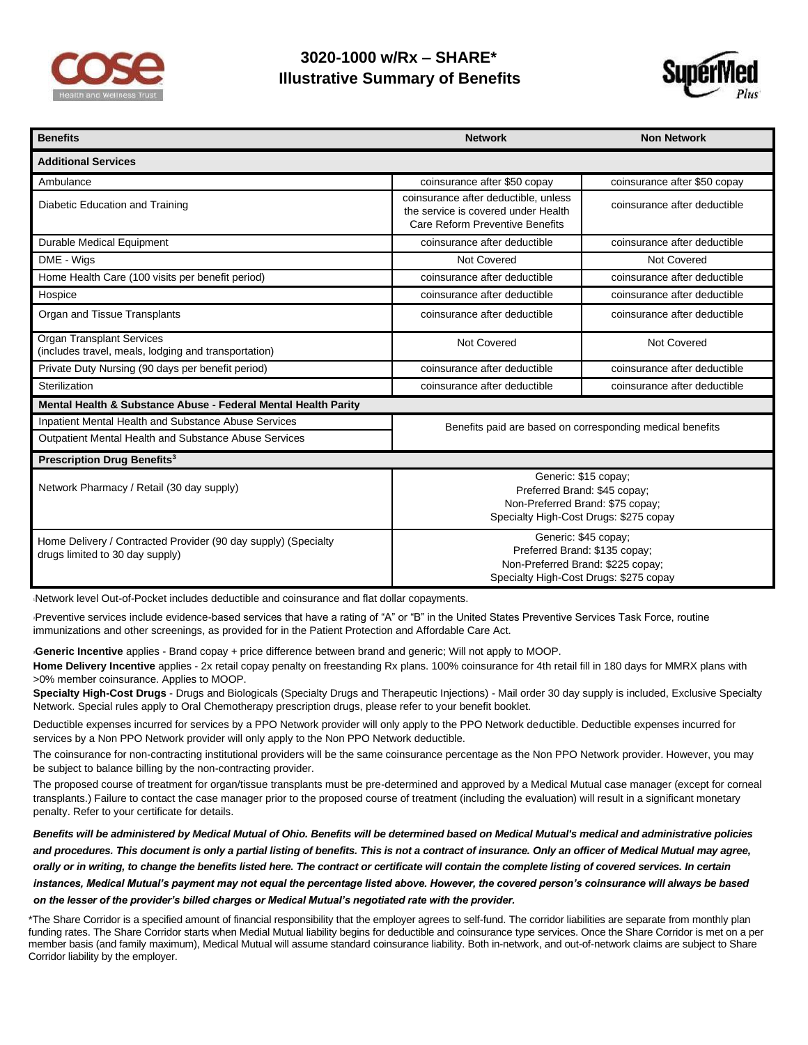# 3020-1000 w/Rx – SHARE*
## Illustrative Summary of Benefits

| Benefits | Network | Non Network |
|---|---|---|
| **Additional Services** | | |
| Ambulance | coinsurance after $50 copay | coinsurance after $50 copay |
| Diabetic Education and Training | coinsurance after deductible, unless the service is covered under Health Care Reform Preventive Benefits | coinsurance after deductible |
| Durable Medical Equipment | coinsurance after deductible | coinsurance after deductible |
| DME - Wigs | Not Covered | Not Covered |
| Home Health Care (100 visits per benefit period) | coinsurance after deductible | coinsurance after deductible |
| Hospice | coinsurance after deductible | coinsurance after deductible |
| Organ and Tissue Transplants | coinsurance after deductible | coinsurance after deductible |
| Organ Transplant Services (includes travel, meals, lodging and transportation) | Not Covered | Not Covered |
| Private Duty Nursing (90 days per benefit period) | coinsurance after deductible | coinsurance after deductible |
| Sterilization | coinsurance after deductible | coinsurance after deductible |
| **Mental Health & Substance Abuse - Federal Mental Health Parity** | | |
| Inpatient Mental Health and Substance Abuse Services | Benefits paid are based on corresponding medical benefits | |
| Outpatient Mental Health and Substance Abuse Services | | |
| **Prescription Drug Benefits[3]** | | |
| Network Pharmacy / Retail (30 day supply) | Generic: $15 copay; Preferred Brand: $45 copay; Non-Preferred Brand: $75 copay; Specialty High-Cost Drugs: $275 copay | |
| Home Delivery / Contracted Provider (90 day supply) (Specialty drugs limited to 30 day supply) | Generic: $45 copay; Preferred Brand: $135 copay; Non-Preferred Brand: $225 copay; Specialty High-Cost Drugs: $275 copay | |

[1]Network level Out-of-Pocket includes deductible and coinsurance and flat dollar copayments.

[2]Preventive services include evidence-based services that have a rating of "A" or "B" in the United States Preventive Services Task Force, routine immunizations and other screenings, as provided for in the Patient Protection and Affordable Care Act.

[3]**Generic Incentive** applies - Brand copay + price difference between brand and generic; Will not apply to MOOP.

**Home Delivery Incentive** applies - 2x retail copay penalty on freestanding Rx plans. 100% coinsurance for 4th retail fill in 180 days for MMRX plans with >0% member coinsurance. Applies to MOOP.

**Specialty High-Cost Drugs** - Drugs and Biologicals (Specialty Drugs and Therapeutic Injections) - Mail order 30 day supply is included, Exclusive Specialty Network. Special rules apply to Oral Chemotherapy prescription drugs, please refer to your benefit booklet.

Deductible expenses incurred for services by a PPO Network provider will only apply to the PPO Network deductible. Deductible expenses incurred for services by a Non PPO Network provider will only apply to the Non PPO Network deductible.

The coinsurance for non-contracting institutional providers will be the same coinsurance percentage as the Non PPO Network provider. However, you may be subject to balance billing by the non-contracting provider.

The proposed course of treatment for organ/tissue transplants must be pre-determined and approved by a Medical Mutual case manager (except for corneal transplants.) Failure to contact the case manager prior to the proposed course of treatment (including the evaluation) will result in a significant monetary penalty. Refer to your certificate for details.

***Benefits will be administered by Medical Mutual of Ohio. Benefits will be determined based on Medical Mutual's medical and administrative policies and procedures. This document is only a partial listing of benefits. This is not a contract of insurance. Only an officer of Medical Mutual may agree, orally or in writing, to change the benefits listed here. The contract or certificate will contain the complete listing of covered services. In certain instances, Medical Mutual's payment may not equal the percentage listed above. However, the covered person's coinsurance will always be based on the lesser of the provider's billed charges or Medical Mutual's negotiated rate with the provider.***

*The Share Corridor is a specified amount of financial responsibility that the employer agrees to self-fund. The corridor liabilities are separate from monthly plan funding rates. The Share Corridor starts when Medial Mutual liability begins for deductible and coinsurance type services. Once the Share Corridor is met on a per member basis (and family maximum), Medical Mutual will assume standard coinsurance liability. Both in-network, and out-of-network claims are subject to Share Corridor liability by the employer.